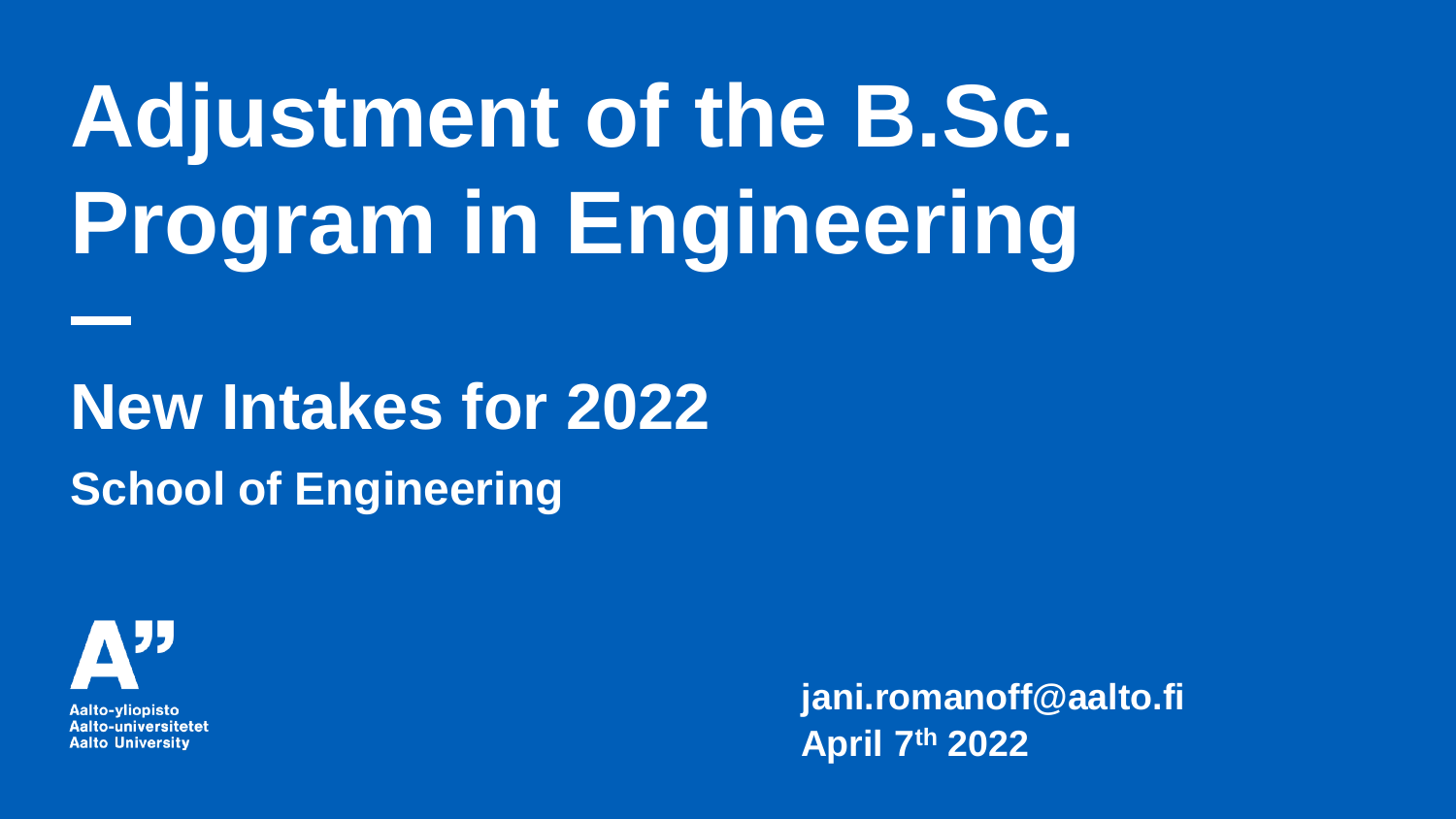# Adjustment of the B.Sc. Program in Engineering

## New Intakes for 2022

**School of Engineering**

Aalto-yliopisto
Aalto-universitetet
Aalto University

**jani.romanoff@aalto.fi**
**April 7th 2022**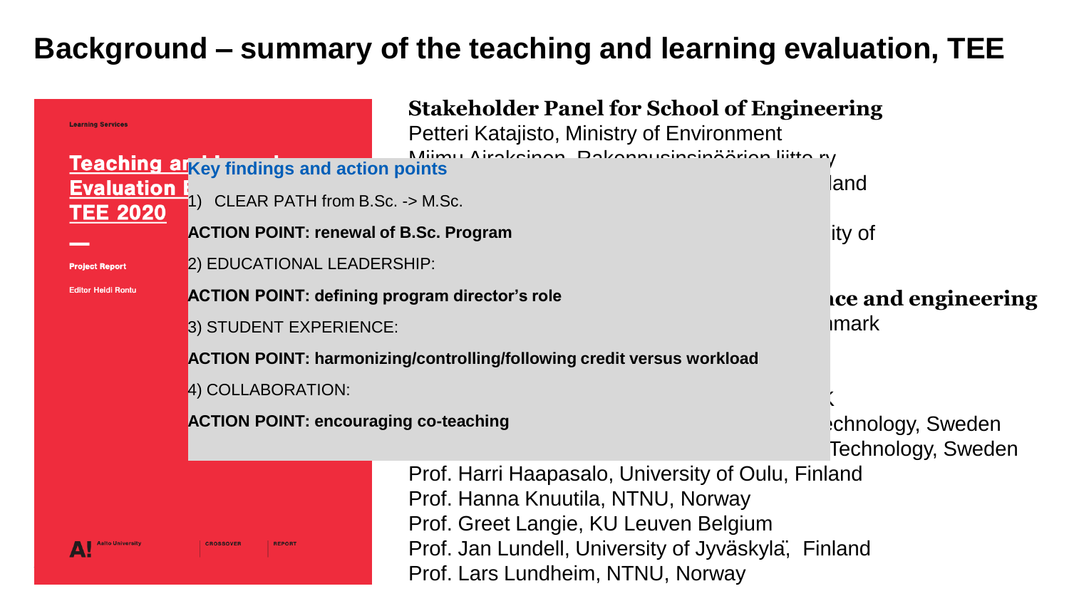# Background – summary of the teaching and learning evaluation, TEE

Learning Services

**Teaching an... Evaluation E... TEE 2020**

Project Report

Editor Heidi Rontu

Aalto University | CROSSOVER | REPORT

### Key findings and action points

1) CLEAR PATH from B.Sc. -> M.Sc.

**ACTION POINT: renewal of B.Sc. Program**

2) EDUCATIONAL LEADERSHIP:

**ACTION POINT: defining program director's role**

3) STUDENT EXPERIENCE:

**ACTION POINT: harmonizing/controlling/following credit versus workload**

4) COLLABORATION:

**ACTION POINT: encouraging co-teaching**

**Stakeholder Panel for School of Engineering**

Petteri Katajisto, Ministry of Environment
Miimu Airaksinen, Rakennusinsinöörien liitto ry
...land
...ity of

**...nce and engineering**

...mark
...k
...echnology, Sweden
...Technology, Sweden
Prof. Harri Haapasalo, University of Oulu, Finland
Prof. Hanna Knuutila, NTNU, Norway
Prof. Greet Langie, KU Leuven Belgium
Prof. Jan Lundell, University of Jyväskylä, Finland
Prof. Lars Lundheim, NTNU, Norway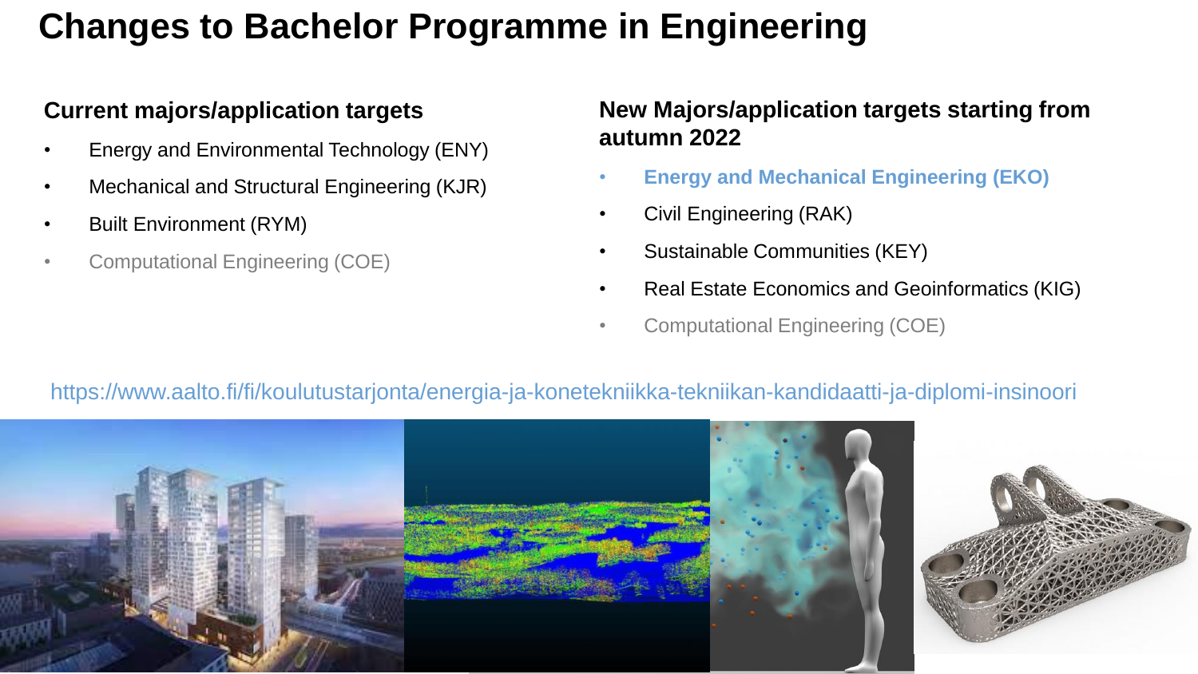# Changes to Bachelor Programme in Engineering

## Current majors/application targets

- Energy and Environmental Technology (ENY)
- Mechanical and Structural Engineering (KJR)
- Built Environment (RYM)
- Computational Engineering (COE)

## New Majors/application targets starting from autumn 2022

- **Energy and Mechanical Engineering (EKO)**
- Civil Engineering (RAK)
- Sustainable Communities (KEY)
- Real Estate Economics and Geoinformatics (KIG)
- Computational Engineering (COE)

https://www.aalto.fi/fi/koulutustarjonta/energia-ja-konetekniikka-tekniikan-kandidaatti-ja-diplomi-insinoori